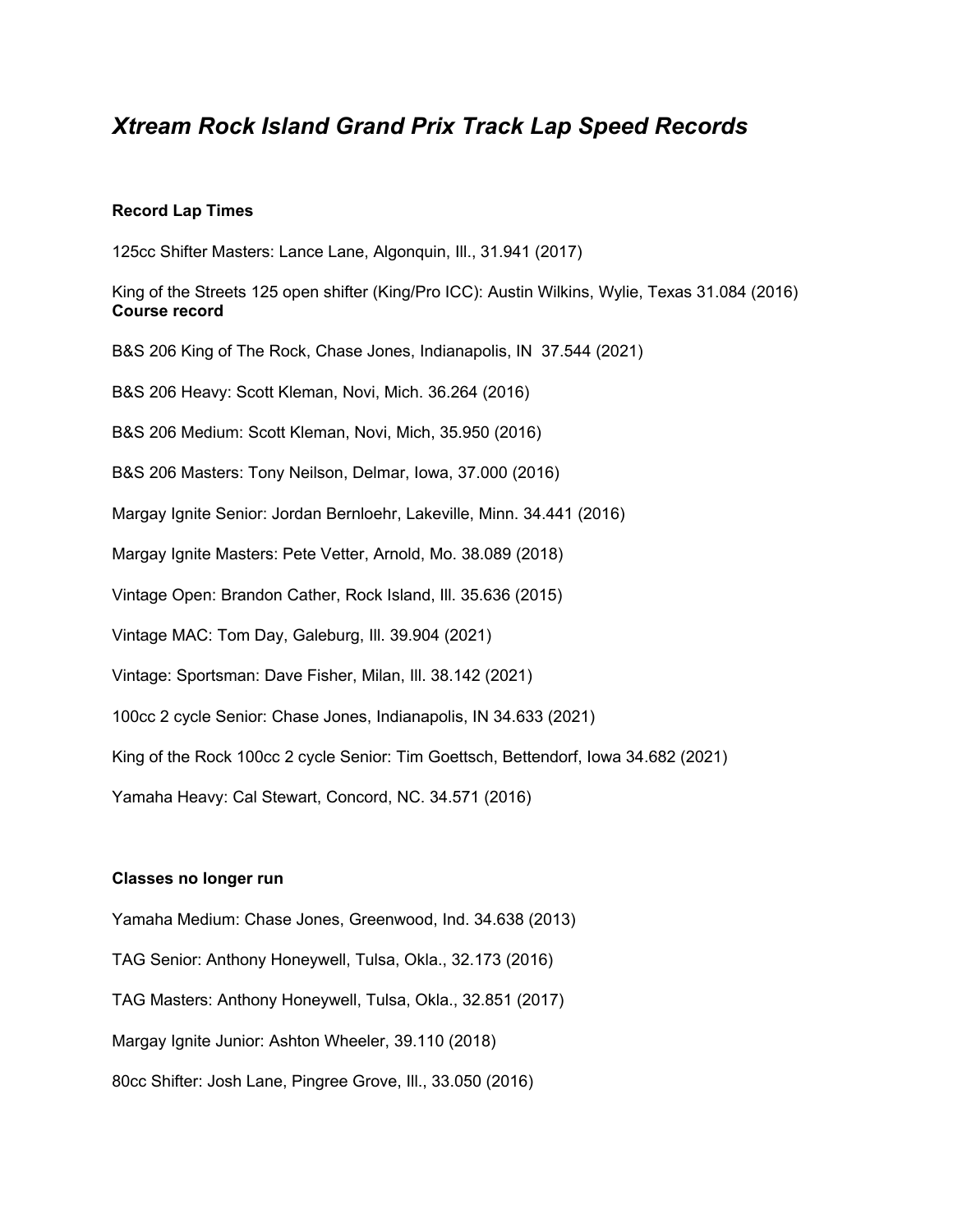# *Xtream Rock Island Grand Prix Track Lap Speed Records*

**Record Lap Times**

125cc Shifter Masters: Lance Lane, Algonquin, Ill., 31.941 (2017)

King of the Streets 125 open shifter (King/Pro ICC): Austin Wilkins, Wylie, Texas 31.084 (2016) **Course record**

B&S 206 King of The Rock, Chase Jones, Indianapolis, IN 37.544 (2021)

B&S 206 Heavy: Scott Kleman, Novi, Mich. 36.264 (2016)

B&S 206 Medium: Scott Kleman, Novi, Mich, 35.950 (2016)

B&S 206 Masters: Tony Neilson, Delmar, Iowa, 37.000 (2016)

Margay Ignite Senior: Jordan Bernloehr, Lakeville, Minn. 34.441 (2016)

Margay Ignite Masters: Pete Vetter, Arnold, Mo. 38.089 (2018)

Vintage Open: Brandon Cather, Rock Island, Ill. 35.636 (2015)

Vintage MAC: Tom Day, Galeburg, Ill. 39.904 (2021)

Vintage: Sportsman: Dave Fisher, Milan, Ill. 38.142 (2021)

100cc 2 cycle Senior: Chase Jones, Indianapolis, IN 34.633 (2021)

King of the Rock 100cc 2 cycle Senior: Tim Goettsch, Bettendorf, Iowa 34.682 (2021)

Yamaha Heavy: Cal Stewart, Concord, NC. 34.571 (2016)

**Classes no longer run**

Yamaha Medium: Chase Jones, Greenwood, Ind. 34.638 (2013)

TAG Senior: Anthony Honeywell, Tulsa, Okla., 32.173 (2016)

TAG Masters: Anthony Honeywell, Tulsa, Okla., 32.851 (2017)

Margay Ignite Junior: Ashton Wheeler, 39.110 (2018)

80cc Shifter: Josh Lane, Pingree Grove, Ill., 33.050 (2016)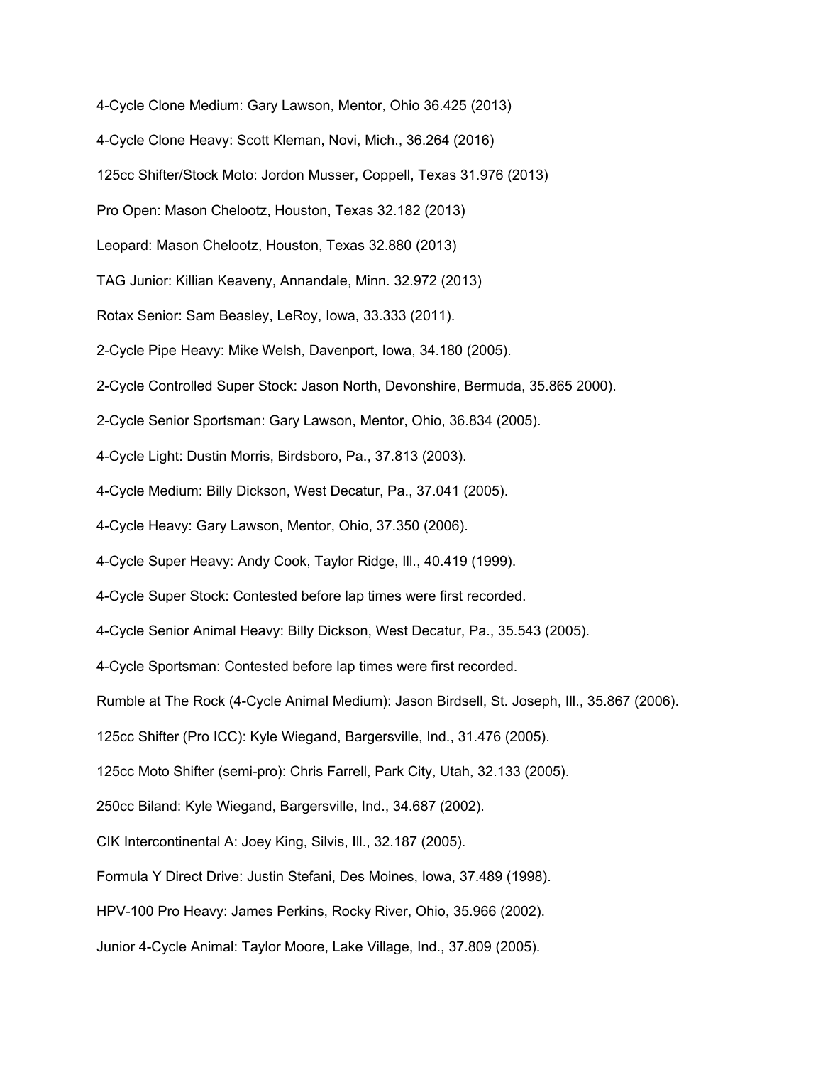4-Cycle Clone Medium: Gary Lawson, Mentor, Ohio 36.425 (2013)

4-Cycle Clone Heavy: Scott Kleman, Novi, Mich., 36.264 (2016)

125cc Shifter/Stock Moto: Jordon Musser, Coppell, Texas 31.976 (2013)

Pro Open: Mason Chelootz, Houston, Texas 32.182 (2013)

Leopard: Mason Chelootz, Houston, Texas 32.880 (2013)

TAG Junior: Killian Keaveny, Annandale, Minn. 32.972 (2013)

Rotax Senior: Sam Beasley, LeRoy, Iowa, 33.333 (2011).

2-Cycle Pipe Heavy: Mike Welsh, Davenport, Iowa, 34.180 (2005).

2-Cycle Controlled Super Stock: Jason North, Devonshire, Bermuda, 35.865 2000).

2-Cycle Senior Sportsman: Gary Lawson, Mentor, Ohio, 36.834 (2005).

4-Cycle Light: Dustin Morris, Birdsboro, Pa., 37.813 (2003).

4-Cycle Medium: Billy Dickson, West Decatur, Pa., 37.041 (2005).

4-Cycle Heavy: Gary Lawson, Mentor, Ohio, 37.350 (2006).

4-Cycle Super Heavy: Andy Cook, Taylor Ridge, Ill., 40.419 (1999).

4-Cycle Super Stock: Contested before lap times were first recorded.

4-Cycle Senior Animal Heavy: Billy Dickson, West Decatur, Pa., 35.543 (2005).

4-Cycle Sportsman: Contested before lap times were first recorded.

Rumble at The Rock (4-Cycle Animal Medium): Jason Birdsell, St. Joseph, Ill., 35.867 (2006).

125cc Shifter (Pro ICC): Kyle Wiegand, Bargersville, Ind., 31.476 (2005).

125cc Moto Shifter (semi-pro): Chris Farrell, Park City, Utah, 32.133 (2005).

250cc Biland: Kyle Wiegand, Bargersville, Ind., 34.687 (2002).

CIK Intercontinental A: Joey King, Silvis, Ill., 32.187 (2005).

Formula Y Direct Drive: Justin Stefani, Des Moines, Iowa, 37.489 (1998).

HPV-100 Pro Heavy: James Perkins, Rocky River, Ohio, 35.966 (2002).

Junior 4-Cycle Animal: Taylor Moore, Lake Village, Ind., 37.809 (2005).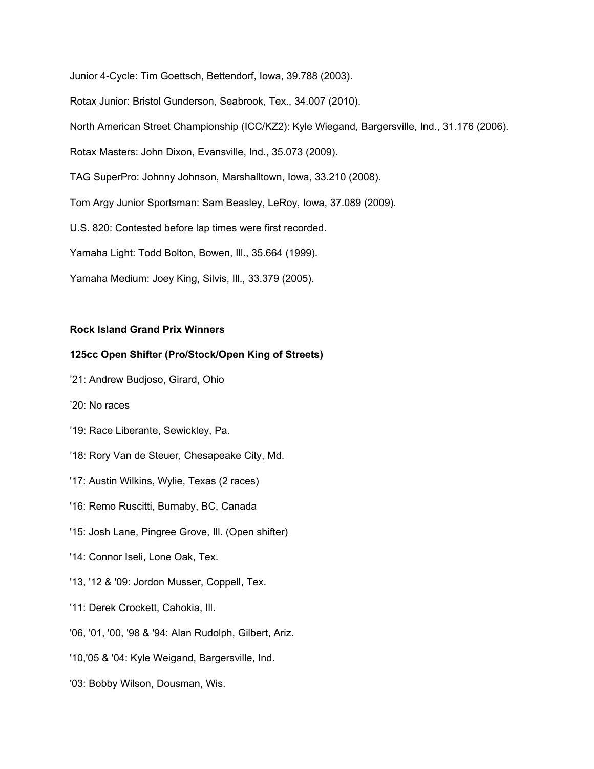Junior 4-Cycle: Tim Goettsch, Bettendorf, Iowa, 39.788 (2003).

Rotax Junior: Bristol Gunderson, Seabrook, Tex., 34.007 (2010).

North American Street Championship (ICC/KZ2): Kyle Wiegand, Bargersville, Ind., 31.176 (2006).

Rotax Masters: John Dixon, Evansville, Ind., 35.073 (2009).

TAG SuperPro: Johnny Johnson, Marshalltown, Iowa, 33.210 (2008).

Tom Argy Junior Sportsman: Sam Beasley, LeRoy, Iowa, 37.089 (2009).

U.S. 820: Contested before lap times were first recorded.

Yamaha Light: Todd Bolton, Bowen, Ill., 35.664 (1999).

Yamaha Medium: Joey King, Silvis, Ill., 33.379 (2005).

**Rock Island Grand Prix Winners**

**125cc Open Shifter (Pro/Stock/Open King of Streets)**

’21: Andrew Budjoso, Girard, Ohio

’20: No races

’19: Race Liberante, Sewickley, Pa.

’18: Rory Van de Steuer, Chesapeake City, Md.

'17: Austin Wilkins, Wylie, Texas (2 races)

'16: Remo Ruscitti, Burnaby, BC, Canada

'15: Josh Lane, Pingree Grove, Ill. (Open shifter)

'14: Connor Iseli, Lone Oak, Tex.

'13, '12 & '09: Jordon Musser, Coppell, Tex.

'11: Derek Crockett, Cahokia, Ill.

'06, '01, '00, '98 & '94: Alan Rudolph, Gilbert, Ariz.

'10,'05 & '04: Kyle Weigand, Bargersville, Ind.

'03: Bobby Wilson, Dousman, Wis.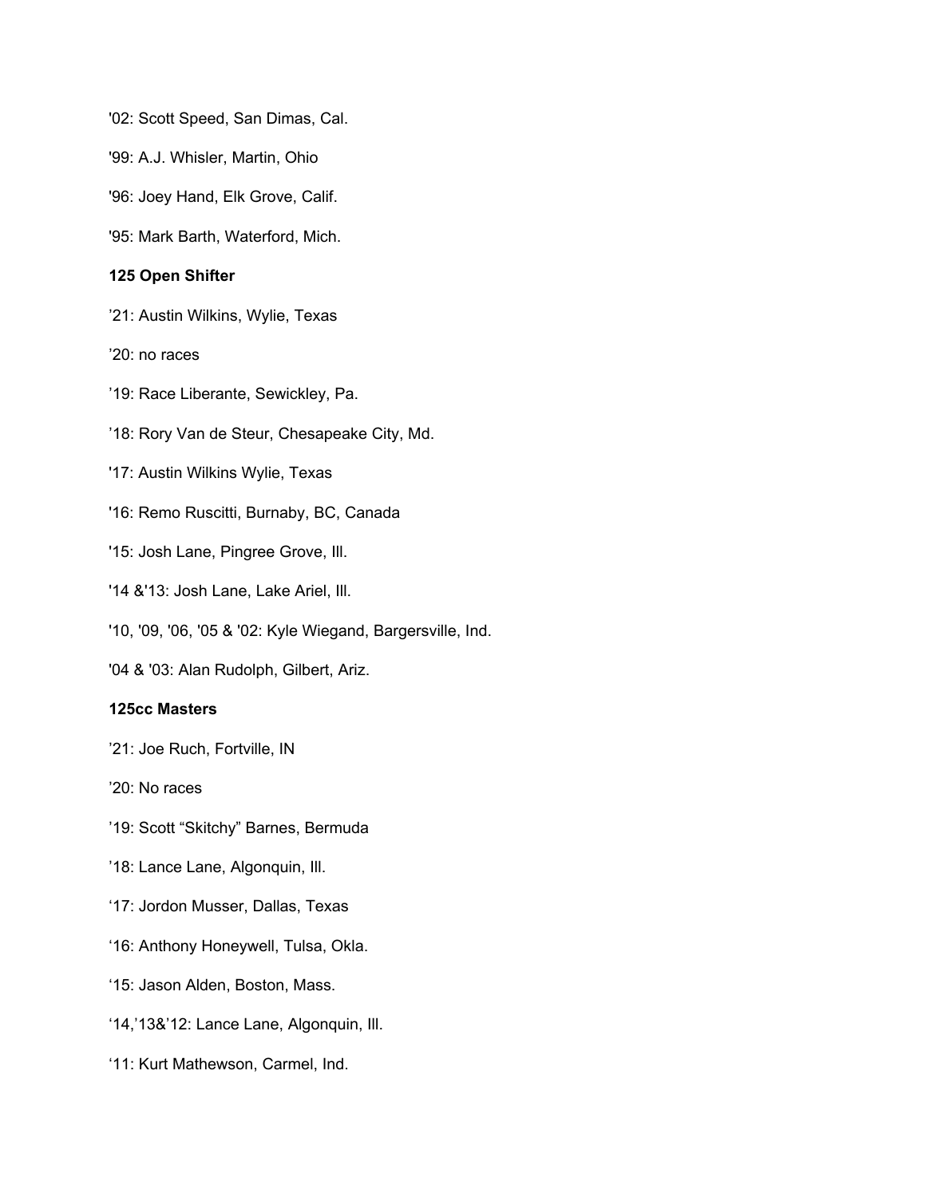'02: Scott Speed, San Dimas, Cal.

'99: A.J. Whisler, Martin, Ohio

'96: Joey Hand, Elk Grove, Calif.

'95: Mark Barth, Waterford, Mich.

**125 Open Shifter**

’21: Austin Wilkins, Wylie, Texas

’20: no races

’19: Race Liberante, Sewickley, Pa.

’18: Rory Van de Steur, Chesapeake City, Md.

'17: Austin Wilkins Wylie, Texas

'16: Remo Ruscitti, Burnaby, BC, Canada

'15: Josh Lane, Pingree Grove, Ill.

'14 &'13: Josh Lane, Lake Ariel, Ill.

'10, '09, '06, '05 & '02: Kyle Wiegand, Bargersville, Ind.

'04 & '03: Alan Rudolph, Gilbert, Ariz.

**125cc Masters**

’21: Joe Ruch, Fortville, IN

’20: No races

’19: Scott “Skitchy” Barnes, Bermuda

’18: Lance Lane, Algonquin, Ill.

‘17: Jordon Musser, Dallas, Texas

‘16: Anthony Honeywell, Tulsa, Okla.

‘15: Jason Alden, Boston, Mass.

‘14,’13&’12: Lance Lane, Algonquin, Ill.

‘11: Kurt Mathewson, Carmel, Ind.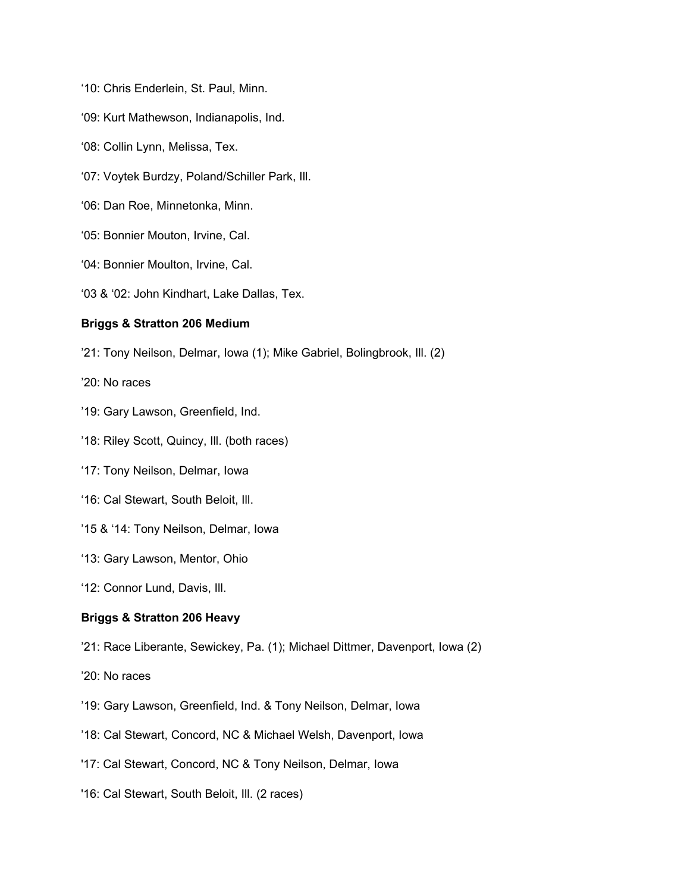'10: Chris Enderlein, St. Paul, Minn.

'09: Kurt Mathewson, Indianapolis, Ind.

'08: Collin Lynn, Melissa, Tex.

'07: Voytek Burdzy, Poland/Schiller Park, Ill.

'06: Dan Roe, Minnetonka, Minn.

'05: Bonnier Mouton, Irvine, Cal.

'04: Bonnier Moulton, Irvine, Cal.

'03 & '02: John Kindhart, Lake Dallas, Tex.

**Briggs & Stratton 206 Medium**

'21: Tony Neilson, Delmar, Iowa (1); Mike Gabriel, Bolingbrook, Ill. (2)

'20: No races

'19: Gary Lawson, Greenfield, Ind.

'18: Riley Scott, Quincy, Ill. (both races)

'17: Tony Neilson, Delmar, Iowa

'16: Cal Stewart, South Beloit, Ill.

'15 & '14: Tony Neilson, Delmar, Iowa

'13: Gary Lawson, Mentor, Ohio

'12: Connor Lund, Davis, Ill.

**Briggs & Stratton 206 Heavy**

'21: Race Liberante, Sewickey, Pa. (1); Michael Dittmer, Davenport, Iowa (2)

'20: No races

'19: Gary Lawson, Greenfield, Ind. & Tony Neilson, Delmar, Iowa

'18: Cal Stewart, Concord, NC & Michael Welsh, Davenport, Iowa

'17: Cal Stewart, Concord, NC & Tony Neilson, Delmar, Iowa

'16: Cal Stewart, South Beloit, Ill. (2 races)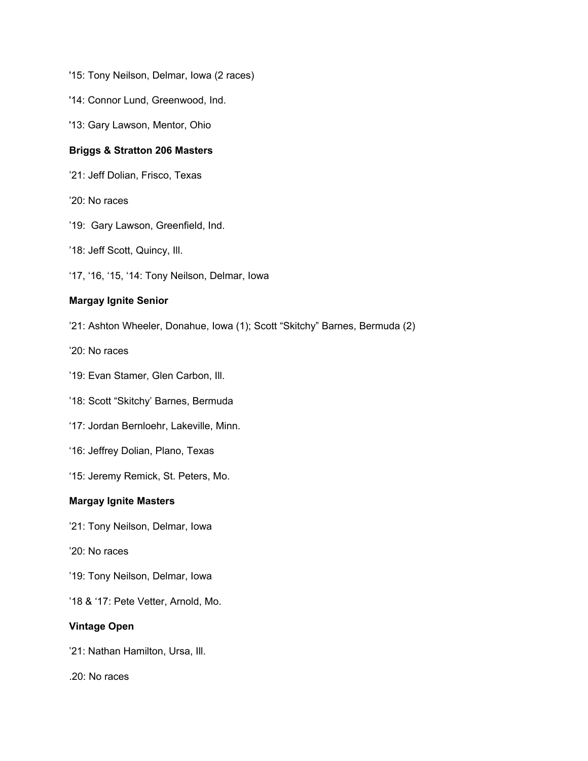'15: Tony Neilson, Delmar, Iowa (2 races)

'14: Connor Lund, Greenwood, Ind.

'13: Gary Lawson, Mentor, Ohio

**Briggs & Stratton 206 Masters**

’21: Jeff Dolian, Frisco, Texas

’20: No races

’19:  Gary Lawson, Greenfield, Ind.

’18: Jeff Scott, Quincy, Ill.

‘17, ‘16, ‘15, ‘14: Tony Neilson, Delmar, Iowa

**Margay Ignite Senior**

’21: Ashton Wheeler, Donahue, Iowa (1); Scott “Skitchy” Barnes, Bermuda (2)

’20: No races

’19: Evan Stamer, Glen Carbon, Ill.

’18: Scott “Skitchy’ Barnes, Bermuda

‘17: Jordan Bernloehr, Lakeville, Minn.

‘16: Jeffrey Dolian, Plano, Texas

‘15: Jeremy Remick, St. Peters, Mo.

**Margay Ignite Masters**

’21: Tony Neilson, Delmar, Iowa

’20: No races

’19: Tony Neilson, Delmar, Iowa

’18 & ‘17: Pete Vetter, Arnold, Mo.

**Vintage Open**

’21: Nathan Hamilton, Ursa, Ill.

.20: No races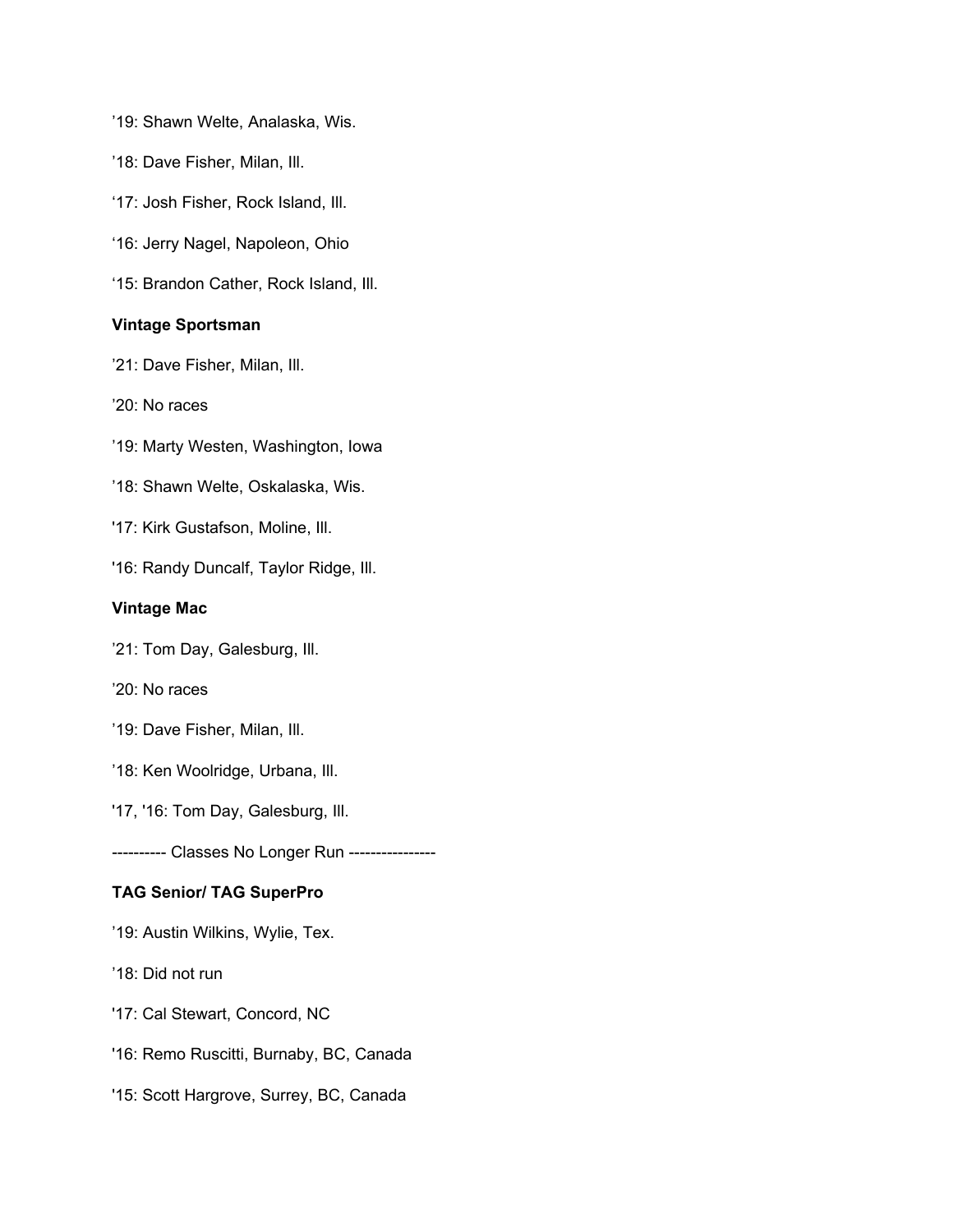’19: Shawn Welte, Analaska, Wis.

‘18: Dave Fisher, Milan, Ill.

‘17: Josh Fisher, Rock Island, Ill.

‘16: Jerry Nagel, Napoleon, Ohio

‘15: Brandon Cather, Rock Island, Ill.

**Vintage Sportsman**

’21: Dave Fisher, Milan, Ill.

’20: No races

’19: Marty Westen, Washington, Iowa

’18: Shawn Welte, Oskalaska, Wis.

'17: Kirk Gustafson, Moline, Ill.

'16: Randy Duncalf, Taylor Ridge, Ill.

**Vintage Mac**

’21: Tom Day, Galesburg, Ill.

’20: No races

’19: Dave Fisher, Milan, Ill.

’18: Ken Woolridge, Urbana, Ill.

'17, '16: Tom Day, Galesburg, Ill.

---------- Classes No Longer Run ----------------

**TAG Senior/ TAG SuperPro**

’19: Austin Wilkins, Wylie, Tex.

’18: Did not run

'17: Cal Stewart, Concord, NC

'16: Remo Ruscitti, Burnaby, BC, Canada

'15: Scott Hargrove, Surrey, BC, Canada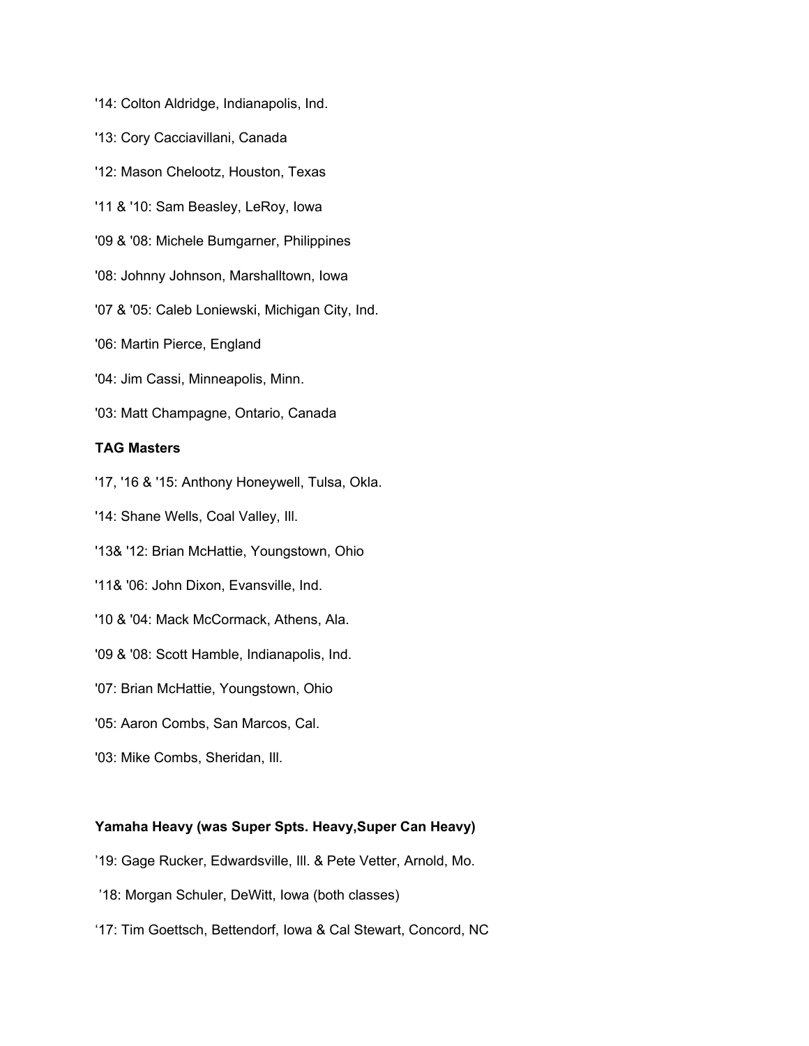'14: Colton Aldridge, Indianapolis, Ind.

'13: Cory Cacciavillani, Canada

'12: Mason Chelootz, Houston, Texas

'11 & '10: Sam Beasley, LeRoy, Iowa

'09 & '08: Michele Bumgarner, Philippines

'08: Johnny Johnson, Marshalltown, Iowa

'07 & '05: Caleb Loniewski, Michigan City, Ind.

'06: Martin Pierce, England

'04: Jim Cassi, Minneapolis, Minn.

'03: Matt Champagne, Ontario, Canada

**TAG Masters**

'17, '16 & '15: Anthony Honeywell, Tulsa, Okla.

'14: Shane Wells, Coal Valley, Ill.

'13& '12: Brian McHattie, Youngstown, Ohio

'11& '06: John Dixon, Evansville, Ind.

'10 & '04: Mack McCormack, Athens, Ala.

'09 & '08: Scott Hamble, Indianapolis, Ind.

'07: Brian McHattie, Youngstown, Ohio

'05: Aaron Combs, San Marcos, Cal.

'03: Mike Combs, Sheridan, Ill.

**Yamaha Heavy (was Super Spts. Heavy,Super Can Heavy)**

'19: Gage Rucker, Edwardsville, Ill. & Pete Vetter, Arnold, Mo.

'18: Morgan Schuler, DeWitt, Iowa (both classes)

'17: Tim Goettsch, Bettendorf, Iowa & Cal Stewart, Concord, NC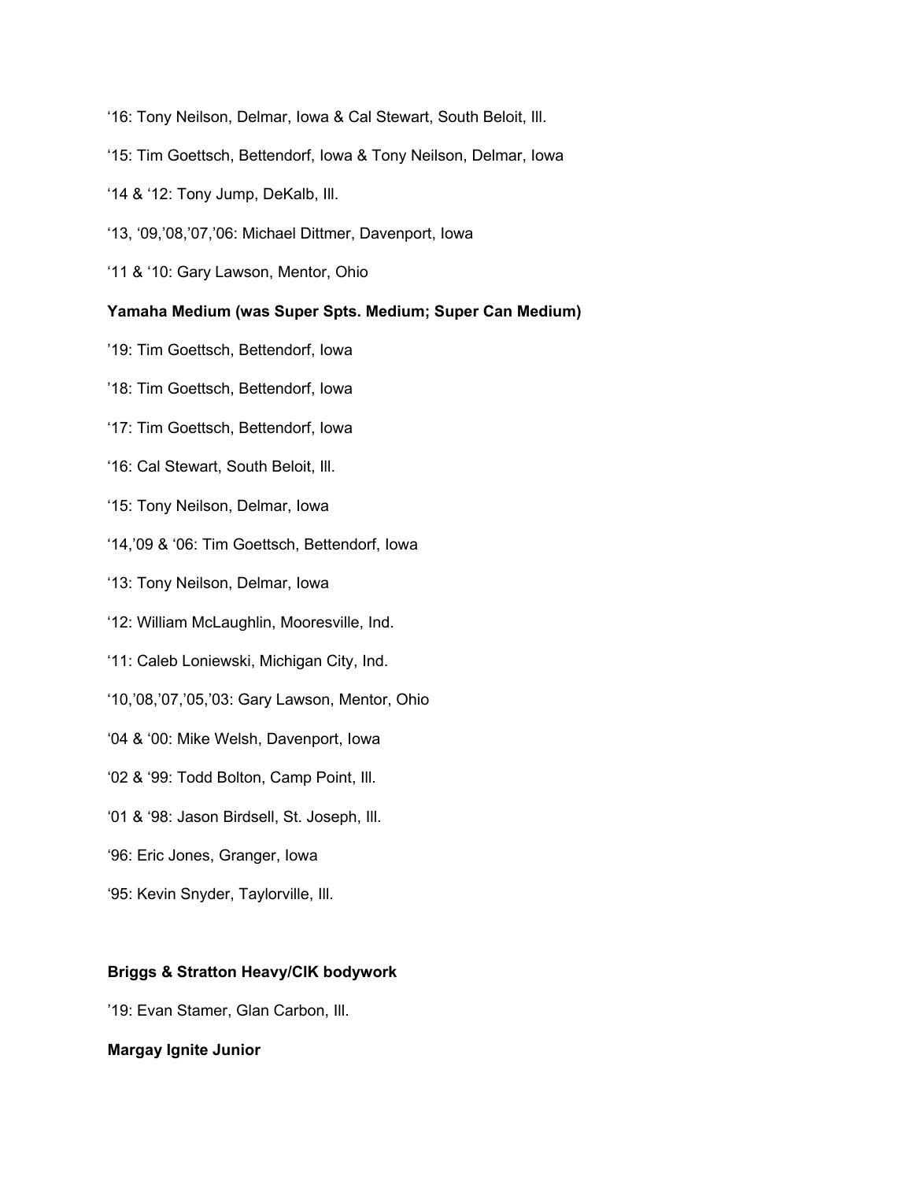‘16: Tony Neilson, Delmar, Iowa & Cal Stewart, South Beloit, Ill.

‘15: Tim Goettsch, Bettendorf, Iowa & Tony Neilson, Delmar, Iowa

‘14 & ‘12: Tony Jump, DeKalb, Ill.

‘13, ‘09,’08,’07,’06: Michael Dittmer, Davenport, Iowa

‘11 & ‘10: Gary Lawson, Mentor, Ohio

**Yamaha Medium (was Super Spts. Medium; Super Can Medium)**

’19: Tim Goettsch, Bettendorf, Iowa

’18: Tim Goettsch, Bettendorf, Iowa

‘17: Tim Goettsch, Bettendorf, Iowa

‘16: Cal Stewart, South Beloit, Ill.

‘15: Tony Neilson, Delmar, Iowa

‘14,’09 & ‘06: Tim Goettsch, Bettendorf, Iowa

‘13: Tony Neilson, Delmar, Iowa

‘12: William McLaughlin, Mooresville, Ind.

‘11: Caleb Loniewski, Michigan City, Ind.

‘10,’08,’07,’05,’03: Gary Lawson, Mentor, Ohio

‘04 & ‘00: Mike Welsh, Davenport, Iowa

‘02 & ‘99: Todd Bolton, Camp Point, Ill.

‘01 & ‘98: Jason Birdsell, St. Joseph, Ill.

‘96: Eric Jones, Granger, Iowa

‘95: Kevin Snyder, Taylorville, Ill.

**Briggs & Stratton Heavy/CIK bodywork**

’19: Evan Stamer, Glan Carbon, Ill.

**Margay Ignite Junior**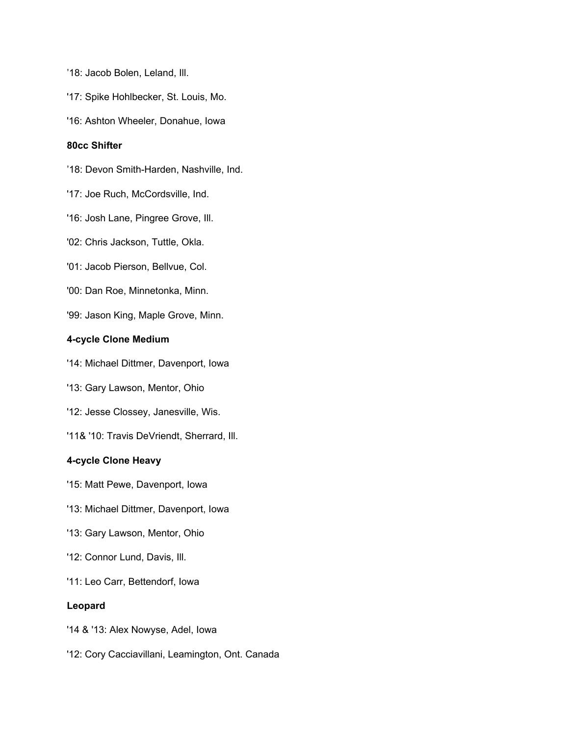’18: Jacob Bolen, Leland, Ill.

'17: Spike Hohlbecker, St. Louis, Mo.

'16: Ashton Wheeler, Donahue, Iowa

**80cc Shifter**

’18: Devon Smith-Harden, Nashville, Ind.

'17: Joe Ruch, McCordsville, Ind.

'16: Josh Lane, Pingree Grove, Ill.

'02: Chris Jackson, Tuttle, Okla.

'01: Jacob Pierson, Bellvue, Col.

'00: Dan Roe, Minnetonka, Minn.

'99: Jason King, Maple Grove, Minn.

**4-cycle Clone Medium**

'14: Michael Dittmer, Davenport, Iowa

'13: Gary Lawson, Mentor, Ohio

'12: Jesse Clossey, Janesville, Wis.

'11& '10: Travis DeVriendt, Sherrard, Ill.

**4-cycle Clone Heavy**

'15: Matt Pewe, Davenport, Iowa

'13: Michael Dittmer, Davenport, Iowa

'13: Gary Lawson, Mentor, Ohio

'12: Connor Lund, Davis, Ill.

'11: Leo Carr, Bettendorf, Iowa

**Leopard**

'14 & '13: Alex Nowyse, Adel, Iowa

'12: Cory Cacciavillani, Leamington, Ont. Canada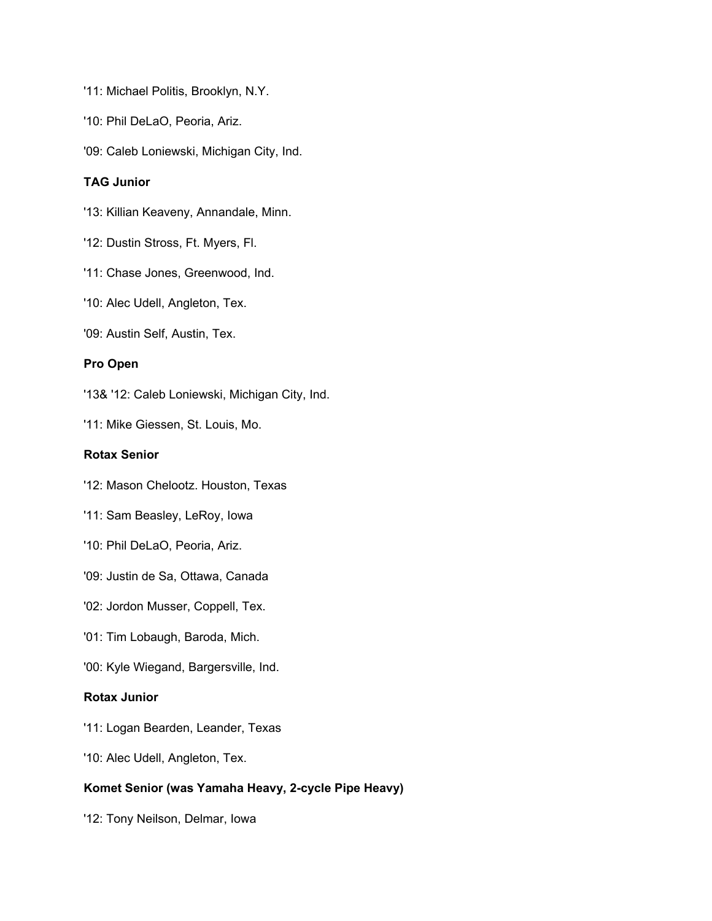'11: Michael Politis, Brooklyn, N.Y.

'10: Phil DeLaO, Peoria, Ariz.

'09: Caleb Loniewski, Michigan City, Ind.

**TAG Junior**

'13: Killian Keaveny, Annandale, Minn.

'12: Dustin Stross, Ft. Myers, Fl.

'11: Chase Jones, Greenwood, Ind.

'10: Alec Udell, Angleton, Tex.

'09: Austin Self, Austin, Tex.

**Pro Open**

'13& '12: Caleb Loniewski, Michigan City, Ind.

'11: Mike Giessen, St. Louis, Mo.

**Rotax Senior**

'12: Mason Chelootz. Houston, Texas

'11: Sam Beasley, LeRoy, Iowa

'10: Phil DeLaO, Peoria, Ariz.

'09: Justin de Sa, Ottawa, Canada

'02: Jordon Musser, Coppell, Tex.

'01: Tim Lobaugh, Baroda, Mich.

'00: Kyle Wiegand, Bargersville, Ind.

**Rotax Junior**

'11: Logan Bearden, Leander, Texas

'10: Alec Udell, Angleton, Tex.

**Komet Senior (was Yamaha Heavy, 2-cycle Pipe Heavy)**

'12: Tony Neilson, Delmar, Iowa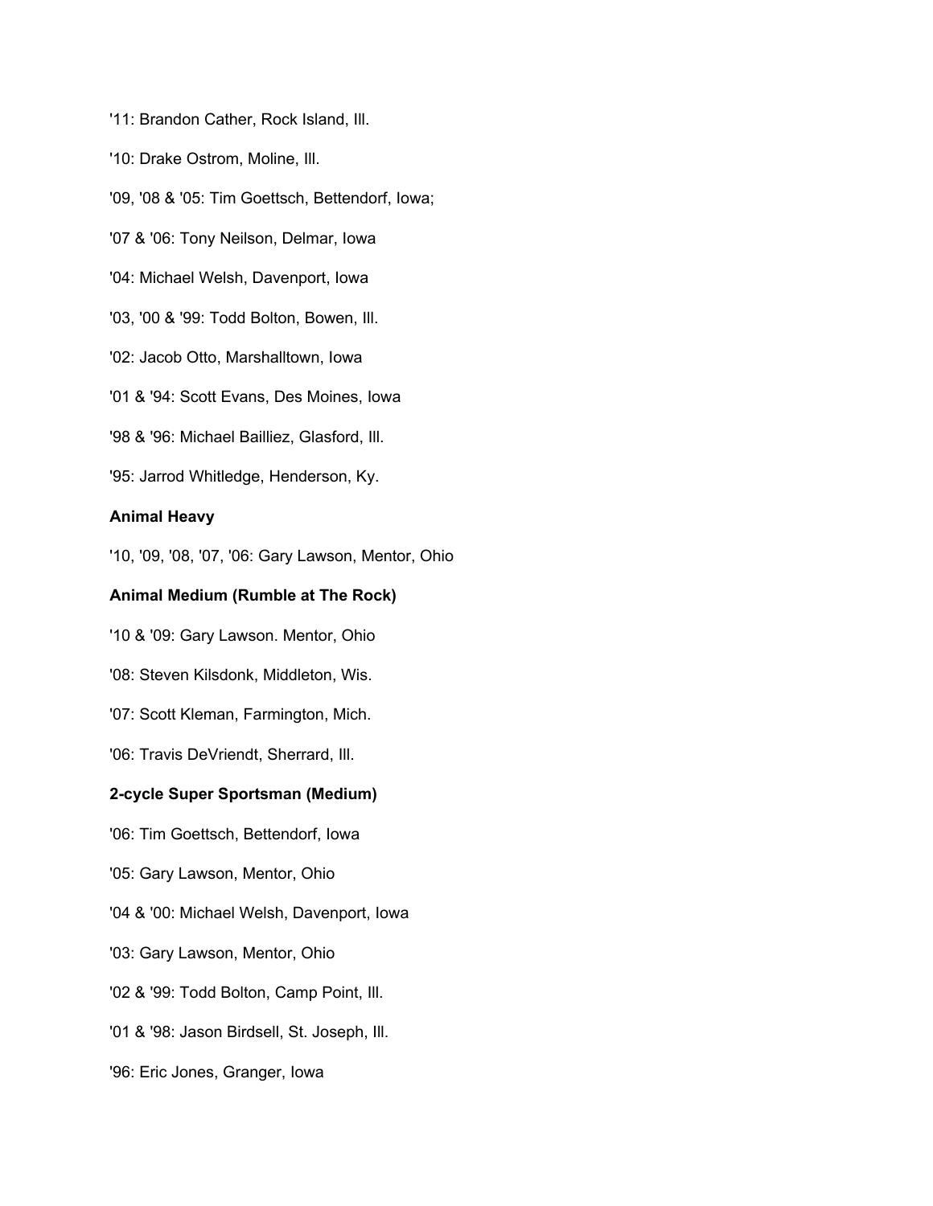'11: Brandon Cather, Rock Island, Ill.

'10: Drake Ostrom, Moline, Ill.

'09, '08 & '05: Tim Goettsch, Bettendorf, Iowa;

'07 & '06: Tony Neilson, Delmar, Iowa

'04: Michael Welsh, Davenport, Iowa

'03, '00 & '99: Todd Bolton, Bowen, Ill.

'02: Jacob Otto, Marshalltown, Iowa

'01 & '94: Scott Evans, Des Moines, Iowa

'98 & '96: Michael Bailliez, Glasford, Ill.

'95: Jarrod Whitledge, Henderson, Ky.

**Animal Heavy**

'10, '09, '08, '07, '06: Gary Lawson, Mentor, Ohio

**Animal Medium (Rumble at The Rock)**

'10 & '09: Gary Lawson. Mentor, Ohio

'08: Steven Kilsdonk, Middleton, Wis.

'07: Scott Kleman, Farmington, Mich.

'06: Travis DeVriendt, Sherrard, Ill.

**2-cycle Super Sportsman (Medium)**

'06: Tim Goettsch, Bettendorf, Iowa

'05: Gary Lawson, Mentor, Ohio

'04 & '00: Michael Welsh, Davenport, Iowa

'03: Gary Lawson, Mentor, Ohio

'02 & '99: Todd Bolton, Camp Point, Ill.

'01 & '98: Jason Birdsell, St. Joseph, Ill.

'96: Eric Jones, Granger, Iowa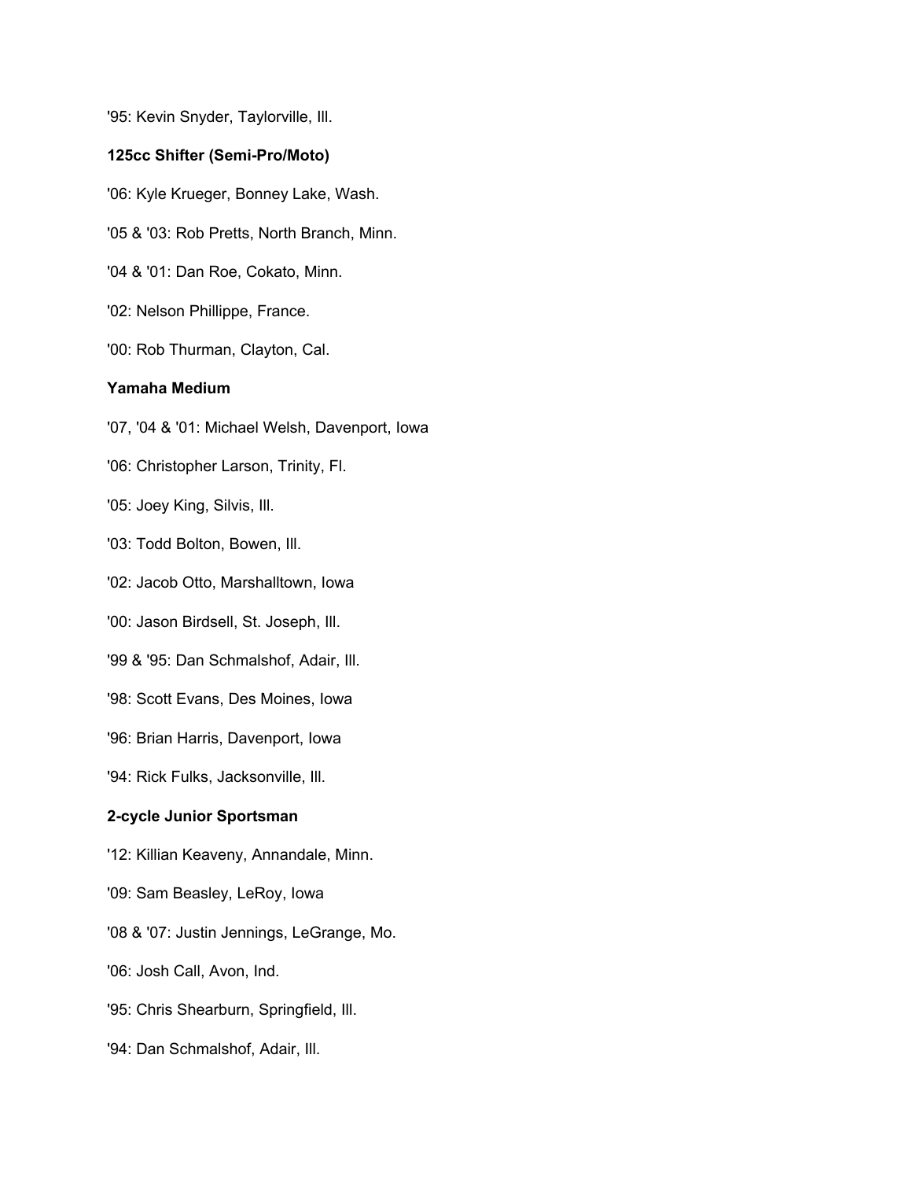'95: Kevin Snyder, Taylorville, Ill.

**125cc Shifter (Semi-Pro/Moto)**

'06: Kyle Krueger, Bonney Lake, Wash.

'05 & '03: Rob Pretts, North Branch, Minn.

'04 & '01: Dan Roe, Cokato, Minn.

'02: Nelson Phillippe, France.

'00: Rob Thurman, Clayton, Cal.

**Yamaha Medium**

'07, '04 & '01: Michael Welsh, Davenport, Iowa

'06: Christopher Larson, Trinity, Fl.

'05: Joey King, Silvis, Ill.

'03: Todd Bolton, Bowen, Ill.

'02: Jacob Otto, Marshalltown, Iowa

'00: Jason Birdsell, St. Joseph, Ill.

'99 & '95: Dan Schmalshof, Adair, Ill.

'98: Scott Evans, Des Moines, Iowa

'96: Brian Harris, Davenport, Iowa

'94: Rick Fulks, Jacksonville, Ill.

**2-cycle Junior Sportsman**

'12: Killian Keaveny, Annandale, Minn.

'09: Sam Beasley, LeRoy, Iowa

'08 & '07: Justin Jennings, LeGrange, Mo.

'06: Josh Call, Avon, Ind.

'95: Chris Shearburn, Springfield, Ill.

'94: Dan Schmalshof, Adair, Ill.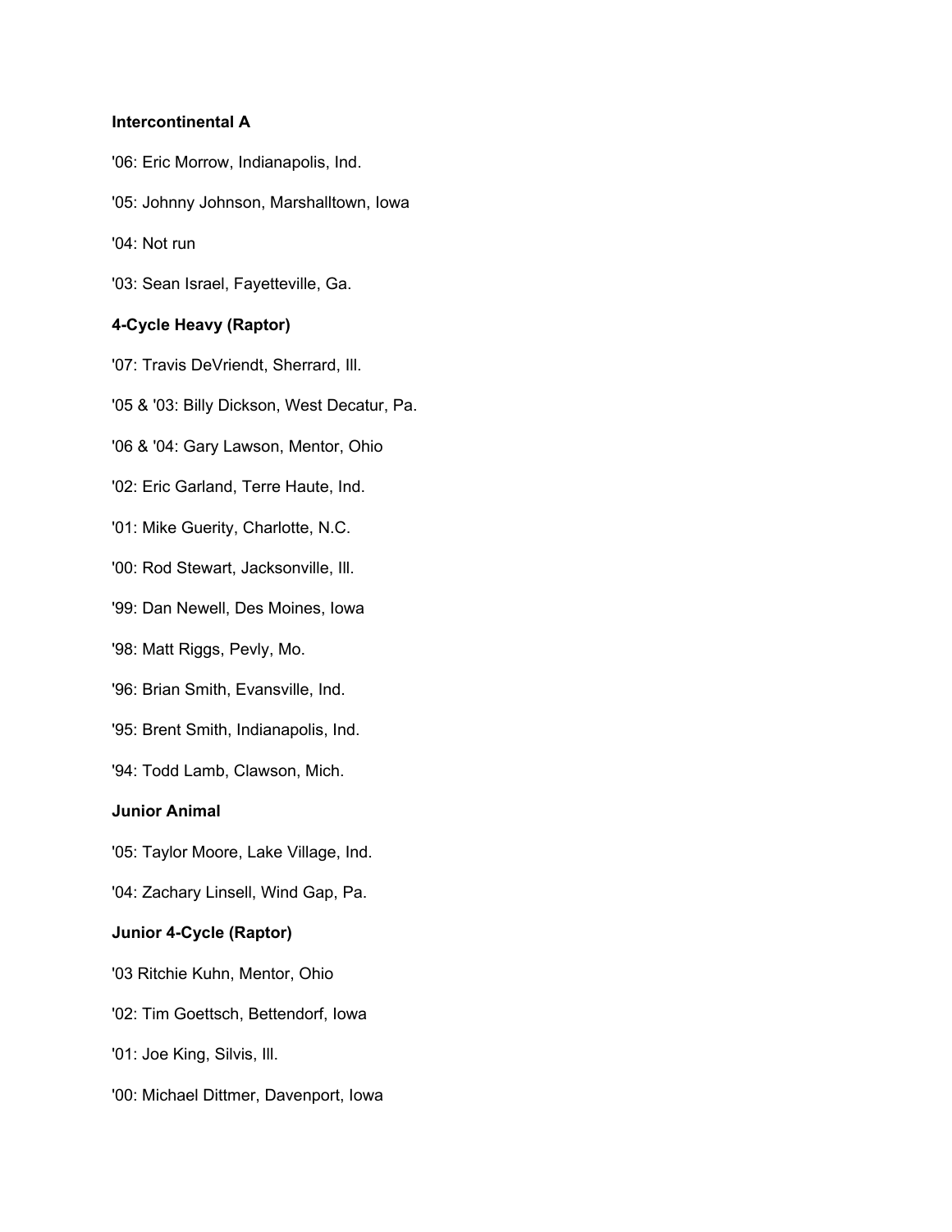**Intercontinental A**

'06: Eric Morrow, Indianapolis, Ind.

'05: Johnny Johnson, Marshalltown, Iowa

'04: Not run

'03: Sean Israel, Fayetteville, Ga.

**4-Cycle Heavy (Raptor)**

'07: Travis DeVriendt, Sherrard, Ill.

'05 & '03: Billy Dickson, West Decatur, Pa.

'06 & '04: Gary Lawson, Mentor, Ohio

'02: Eric Garland, Terre Haute, Ind.

'01: Mike Guerity, Charlotte, N.C.

'00: Rod Stewart, Jacksonville, Ill.

'99: Dan Newell, Des Moines, Iowa

'98: Matt Riggs, Pevly, Mo.

'96: Brian Smith, Evansville, Ind.

'95: Brent Smith, Indianapolis, Ind.

'94: Todd Lamb, Clawson, Mich.

**Junior Animal**

'05: Taylor Moore, Lake Village, Ind.

'04: Zachary Linsell, Wind Gap, Pa.

**Junior 4-Cycle (Raptor)**

'03 Ritchie Kuhn, Mentor, Ohio

'02: Tim Goettsch, Bettendorf, Iowa

'01: Joe King, Silvis, Ill.

'00: Michael Dittmer, Davenport, Iowa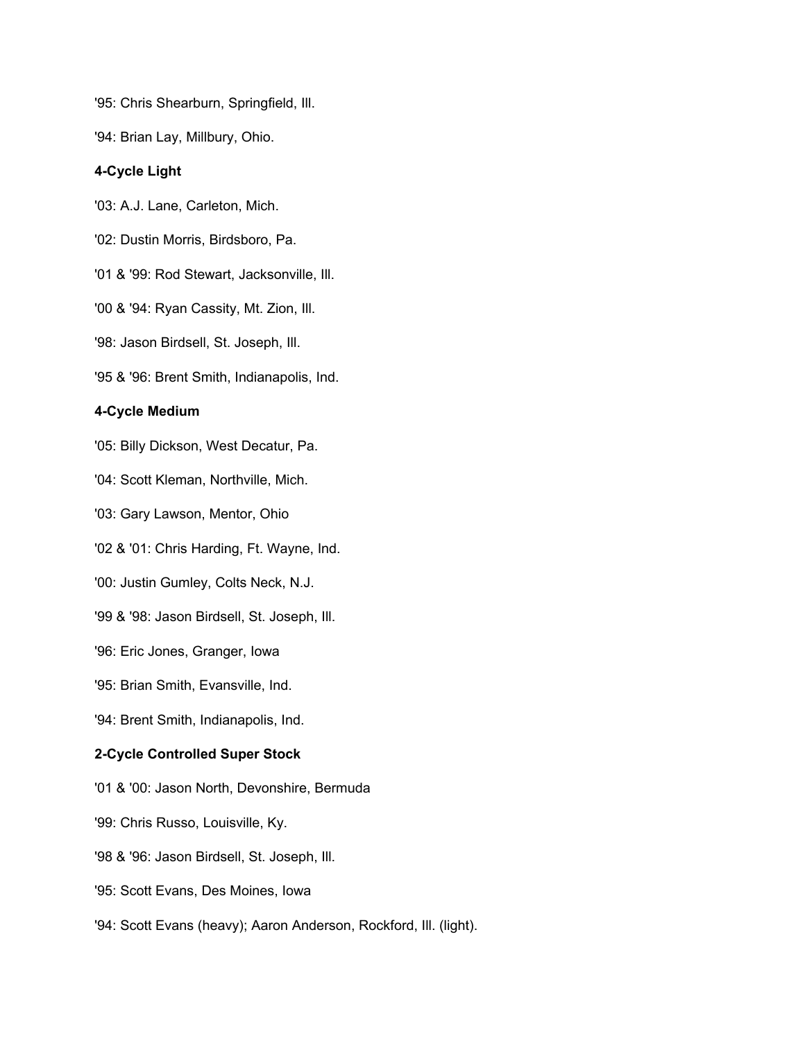'95: Chris Shearburn, Springfield, Ill.

'94: Brian Lay, Millbury, Ohio.

**4-Cycle Light**

'03: A.J. Lane, Carleton, Mich.

'02: Dustin Morris, Birdsboro, Pa.

'01 & '99: Rod Stewart, Jacksonville, Ill.

'00 & '94: Ryan Cassity, Mt. Zion, Ill.

'98: Jason Birdsell, St. Joseph, Ill.

'95 & '96: Brent Smith, Indianapolis, Ind.

**4-Cycle Medium**

'05: Billy Dickson, West Decatur, Pa.

'04: Scott Kleman, Northville, Mich.

'03: Gary Lawson, Mentor, Ohio

'02 & '01: Chris Harding, Ft. Wayne, Ind.

'00: Justin Gumley, Colts Neck, N.J.

'99 & '98: Jason Birdsell, St. Joseph, Ill.

'96: Eric Jones, Granger, Iowa

'95: Brian Smith, Evansville, Ind.

'94: Brent Smith, Indianapolis, Ind.

**2-Cycle Controlled Super Stock**

'01 & '00: Jason North, Devonshire, Bermuda

'99: Chris Russo, Louisville, Ky.

'98 & '96: Jason Birdsell, St. Joseph, Ill.

'95: Scott Evans, Des Moines, Iowa

'94: Scott Evans (heavy); Aaron Anderson, Rockford, Ill. (light).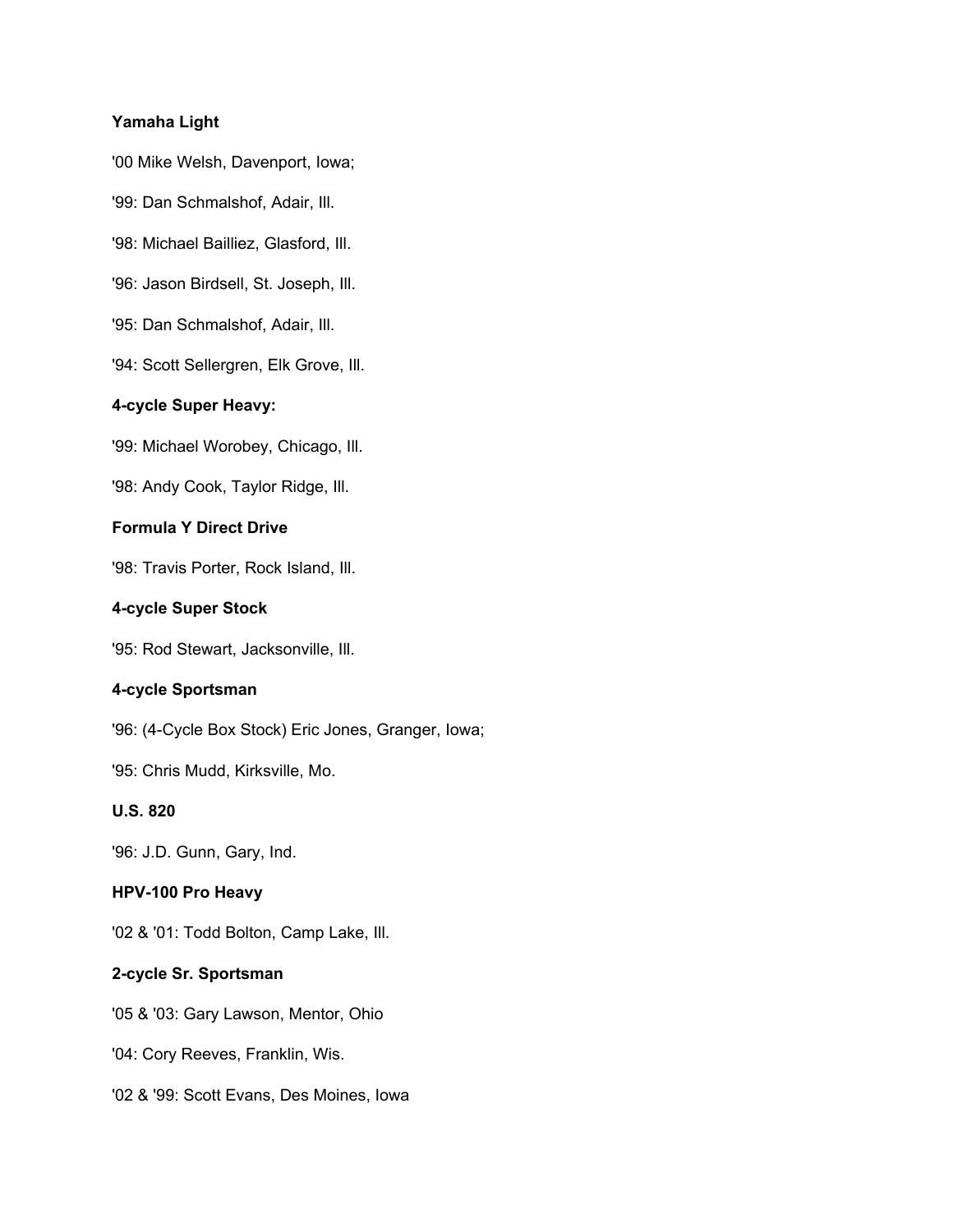**Yamaha Light**

'00 Mike Welsh, Davenport, Iowa;

'99: Dan Schmalshof, Adair, Ill.

'98: Michael Bailliez, Glasford, Ill.

'96: Jason Birdsell, St. Joseph, Ill.

'95: Dan Schmalshof, Adair, Ill.

'94: Scott Sellergren, Elk Grove, Ill.

**4-cycle Super Heavy:**

'99: Michael Worobey, Chicago, Ill.

'98: Andy Cook, Taylor Ridge, Ill.

**Formula Y Direct Drive**

'98: Travis Porter, Rock Island, Ill.

**4-cycle Super Stock**

'95: Rod Stewart, Jacksonville, Ill.

**4-cycle Sportsman**

'96: (4-Cycle Box Stock) Eric Jones, Granger, Iowa;

'95: Chris Mudd, Kirksville, Mo.

**U.S. 820**

'96: J.D. Gunn, Gary, Ind.

**HPV-100 Pro Heavy**

'02 & '01: Todd Bolton, Camp Lake, Ill.

**2-cycle Sr. Sportsman**

'05 & '03: Gary Lawson, Mentor, Ohio

'04: Cory Reeves, Franklin, Wis.

'02 & '99: Scott Evans, Des Moines, Iowa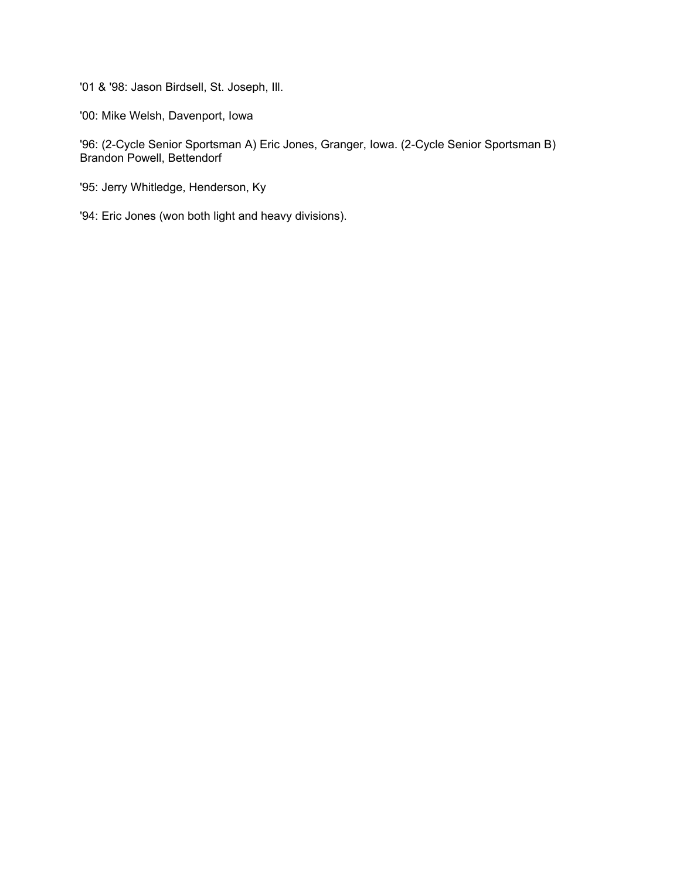'01 & '98: Jason Birdsell, St. Joseph, Ill.

'00: Mike Welsh, Davenport, Iowa

'96: (2-Cycle Senior Sportsman A) Eric Jones, Granger, Iowa. (2-Cycle Senior Sportsman B) Brandon Powell, Bettendorf

'95: Jerry Whitledge, Henderson, Ky

'94: Eric Jones (won both light and heavy divisions).